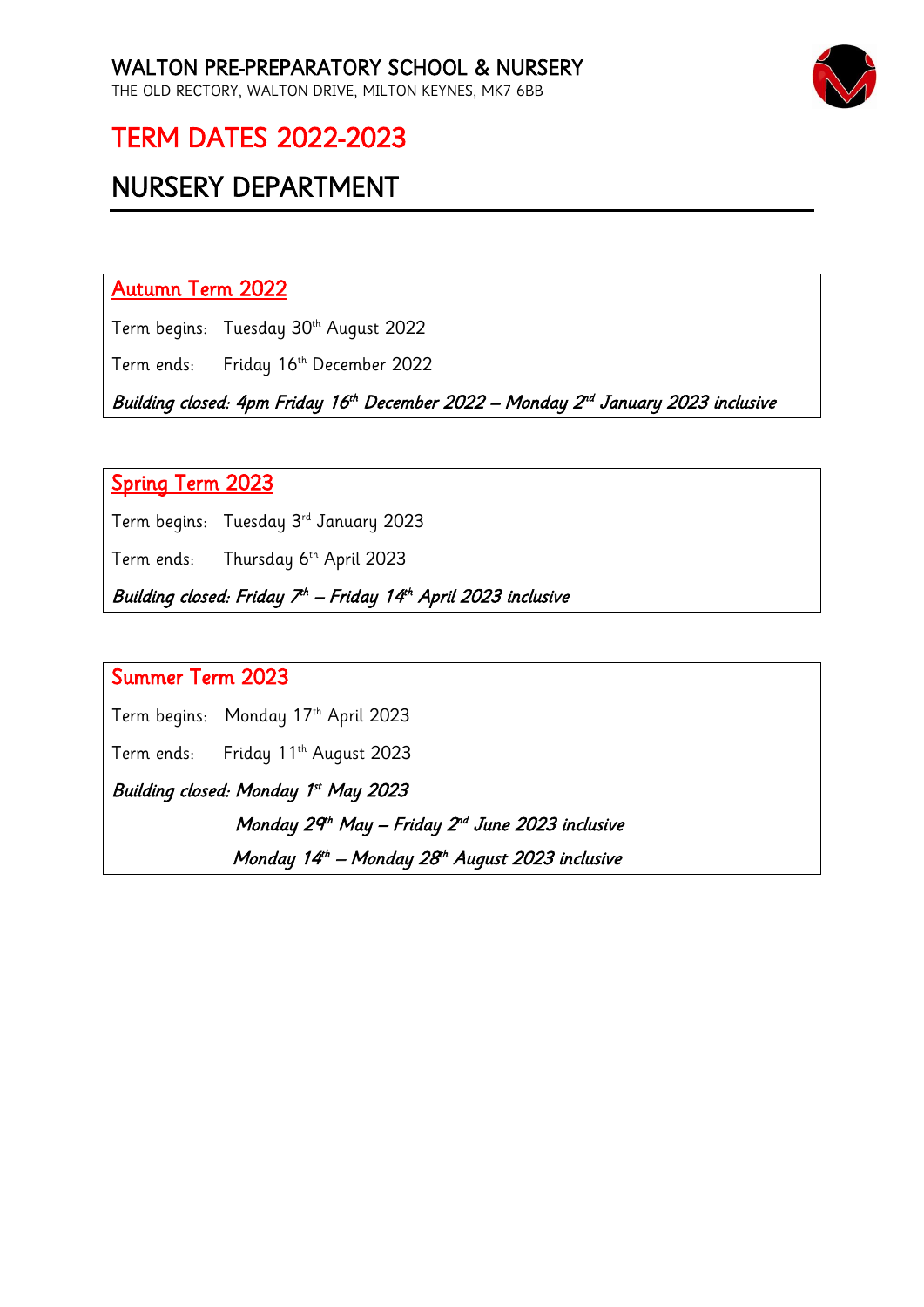# WALTON PRE-PREPARATORY SCHOOL & NURSERY

THE OLD RECTORY, WALTON DRIVE, MILTON KEYNES, MK7 6BB

# TERM DATES 2022-2023

## NURSERY DEPARTMENT

### Autumn Term 2022

Term begins: Tuesday 30th August 2022

Term ends: Friday 16th December 2022

*Building closed: 4pm Friday 16th December 2022 – Monday 2nd January 2023 inclusive*

### Spring Term 2023

Term begins: Tuesday 3rd January 2023

Term ends: Thursday 6th April 2023

*Building closed: Friday 7th – Friday 14th April 2023 inclusive*

### Summer Term 2023

Term begins: Monday 17th April 2023

Term ends: Friday 11th August 2023

*Building closed: Monday 1st May 2023*

*Monday 29th May – Friday 2nd June 2023 inclusive*

*Monday 14th – Monday 28th August 2023 inclusive*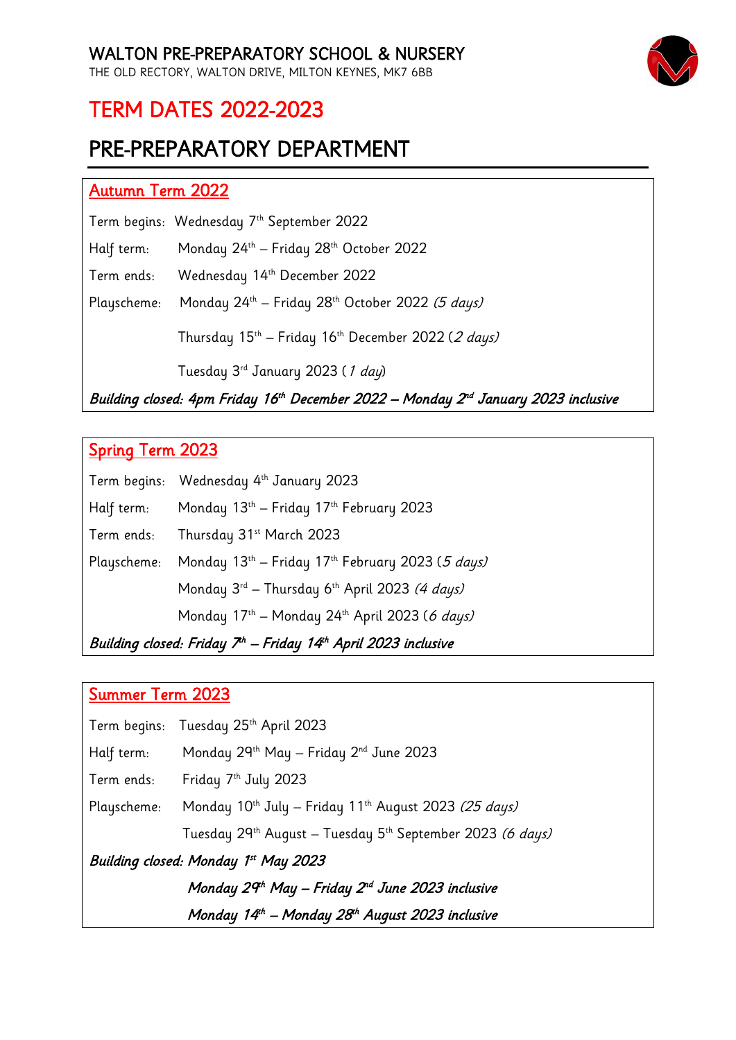WALTON PRE-PREPARATORY SCHOOL & NURSERY

THE OLD RECTORY, WALTON DRIVE, MILTON KEYNES, MK7 6BB

# TERM DATES 2022-2023

# PRE-PREPARATORY DEPARTMENT

## Autumn Term 2022

Term begins: Wednesday 7th September 2022

Half term: Monday 24th – Friday 28th October 2022

Term ends: Wednesday 14th December 2022

Playscheme: Monday 24th – Friday 28th October 2022 *(5 days)*

Thursday 15th – Friday 16th December 2022 (*2 days)*

Tuesday 3rd January 2023 (*1 day*)

***Building closed: 4pm Friday 16th December 2022 – Monday 2nd January 2023 inclusive***

## Spring Term 2023

Term begins: Wednesday 4th January 2023

Half term: Monday 13th – Friday 17th February 2023

Term ends: Thursday 31st March 2023

Playscheme: Monday 13th – Friday 17th February 2023 (*5 days)*

Monday 3rd – Thursday 6th April 2023 *(4 days)*

Monday 17th – Monday 24th April 2023 (*6 days)*

***Building closed: Friday 7th – Friday 14th April 2023 inclusive***

## Summer Term 2023

Term begins: Tuesday 25th April 2023

Half term: Monday 29th May – Friday 2nd June 2023

Term ends: Friday 7th July 2023

Playscheme: Monday 10th July – Friday 11th August 2023 *(25 days)*

Tuesday 29th August – Tuesday 5th September 2023 *(6 days)*

***Building closed: Monday 1st May 2023***

***Monday 29th May – Friday 2nd June 2023 inclusive***

***Monday 14th – Monday 28th August 2023 inclusive***